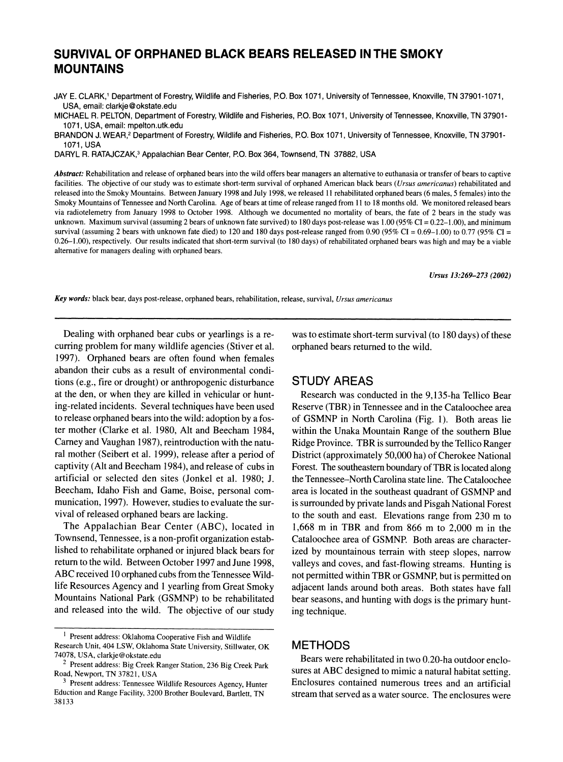# SURVIVAL OF ORPHANED BLACK BEARS RELEASED IN THE SMOKY MOUNTAINS

JAY E. CLARK,[1] Department of Forestry, Wildlife and Fisheries, P.O. Box 1071, University of Tennessee, Knoxville, TN 37901-1071, USA, email: clarkje@okstate.edu

MICHAEL R. PELTON, Department of Forestry, Wildlife and Fisheries, P.O. Box 1071, University of Tennessee, Knoxville, TN 37901-1071, USA, email: mpelton.utk.edu

BRANDON J. WEAR,[2] Department of Forestry, Wildlife and Fisheries, P.O. Box 1071, University of Tennessee, Knoxville, TN 37901-1071, USA

DARYL R. RATAJCZAK,[3] Appalachian Bear Center, P.O. Box 364, Townsend, TN 37882, USA

***Abstract:*** Rehabilitation and release of orphaned bears into the wild offers bear managers an alternative to euthanasia or transfer of bears to captive facilities. The objective of our study was to estimate short-term survival of orphaned American black bears (*Ursus americanus*) rehabilitated and released into the Smoky Mountains. Between January 1998 and July 1998, we released 11 rehabilitated orphaned bears (6 males, 5 females) into the Smoky Mountains of Tennessee and North Carolina. Age of bears at time of release ranged from 11 to 18 months old. We monitored released bears via radiotelemetry from January 1998 to October 1998. Although we documented no mortality of bears, the fate of 2 bears in the study was unknown. Maximum survival (assuming 2 bears of unknown fate survived) to 180 days post-release was 1.00 (95% CI = 0.22–1.00), and minimum survival (assuming 2 bears with unknown fate died) to 120 and 180 days post-release ranged from 0.90 (95% CI = 0.69–1.00) to 0.77 (95% CI = 0.26–1.00), respectively. Our results indicated that short-term survival (to 180 days) of rehabilitated orphaned bears was high and may be a viable alternative for managers dealing with orphaned bears.

*Ursus 13:269–273 (2002)*

***Key words:*** black bear, days post-release, orphaned bears, rehabilitation, release, survival, *Ursus americanus*

---

Dealing with orphaned bear cubs or yearlings is a recurring problem for many wildlife agencies (Stiver et al. 1997). Orphaned bears are often found when females abandon their cubs as a result of environmental conditions (e.g., fire or drought) or anthropogenic disturbance at the den, or when they are killed in vehicular or hunting-related incidents. Several techniques have been used to release orphaned bears into the wild: adoption by a foster mother (Clarke et al. 1980, Alt and Beecham 1984, Carney and Vaughan 1987), reintroduction with the natural mother (Seibert et al. 1999), release after a period of captivity (Alt and Beecham 1984), and release of cubs in artificial or selected den sites (Jonkel et al. 1980; J. Beecham, Idaho Fish and Game, Boise, personal communication, 1997). However, studies to evaluate the survival of released orphaned bears are lacking.

The Appalachian Bear Center (ABC), located in Townsend, Tennessee, is a non-profit organization established to rehabilitate orphaned or injured black bears for return to the wild. Between October 1997 and June 1998, ABC received 10 orphaned cubs from the Tennessee Wildlife Resources Agency and 1 yearling from Great Smoky Mountains National Park (GSMNP) to be rehabilitated and released into the wild. The objective of our study was to estimate short-term survival (to 180 days) of these orphaned bears returned to the wild.

## STUDY AREAS

Research was conducted in the 9,135-ha Tellico Bear Reserve (TBR) in Tennessee and in the Cataloochee area of GSMNP in North Carolina (Fig. 1). Both areas lie within the Unaka Mountain Range of the southern Blue Ridge Province. TBR is surrounded by the Tellico Ranger District (approximately 50,000 ha) of Cherokee National Forest. The southeastern boundary of TBR is located along the Tennessee–North Carolina state line. The Cataloochee area is located in the southeast quadrant of GSMNP and is surrounded by private lands and Pisgah National Forest to the south and east. Elevations range from 230 m to 1,668 m in TBR and from 866 m to 2,000 m in the Cataloochee area of GSMNP. Both areas are characterized by mountainous terrain with steep slopes, narrow valleys and coves, and fast-flowing streams. Hunting is not permitted within TBR or GSMNP, but is permitted on adjacent lands around both areas. Both states have fall bear seasons, and hunting with dogs is the primary hunting technique.

## METHODS

Bears were rehabilitated in two 0.20-ha outdoor enclosures at ABC designed to mimic a natural habitat setting. Enclosures contained numerous trees and an artificial stream that served as a water source. The enclosures were

---

[1] Present address: Oklahoma Cooperative Fish and Wildlife Research Unit, 404 LSW, Oklahoma State University, Stillwater, OK 74078, USA, clarkje@okstate.edu

[2] Present address: Big Creek Ranger Station, 236 Big Creek Park Road, Newport, TN 37821, USA

[3] Present address: Tennessee Wildlife Resources Agency, Hunter Eduction and Range Facility, 3200 Brother Boulevard, Bartlett, TN 38133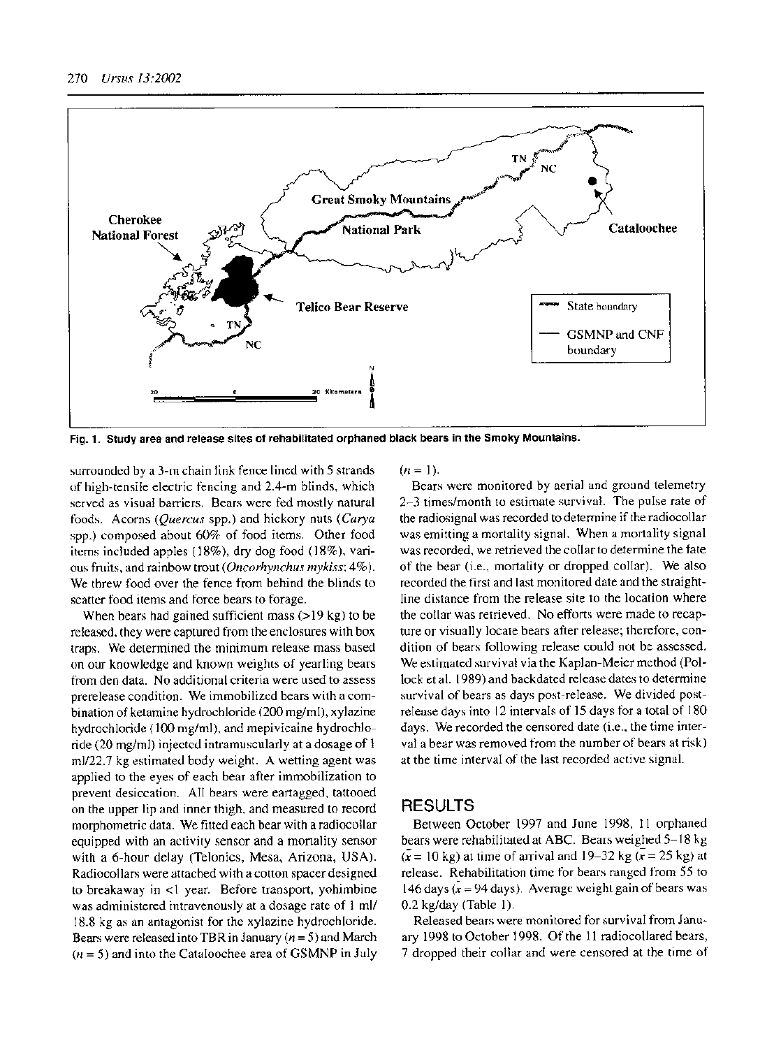Fig. 1. Study area and release sites of rehabilitated orphaned black bears in the Smoky Mountains.

surrounded by a 3-m chain link fence lined with 5 strands of high-tensile electric fencing and 2.4-m blinds, which served as visual barriers. Bears were fed mostly natural foods. Acorns (*Quercus* spp.) and hickory nuts (*Carya* spp.) composed about 60% of food items. Other food items included apples (18%), dry dog food (18%), various fruits, and rainbow trout (*Oncorhynchus mykiss*; 4%). We threw food over the fence from behind the blinds to scatter food items and force bears to forage.

When bears had gained sufficient mass (>19 kg) to be released, they were captured from the enclosures with box traps. We determined the minimum release mass based on our knowledge and known weights of yearling bears from den data. No additional criteria were used to assess prerelease condition. We immobilized bears with a combination of ketamine hydrochloride (200 mg/ml), xylazine hydrochloride (100 mg/ml), and mepivicaine hydrochloride (20 mg/ml) injected intramuscularly at a dosage of 1 ml/22.7 kg estimated body weight. A wetting agent was applied to the eyes of each bear after immobilization to prevent desiccation. All bears were eartagged, tattooed on the upper lip and inner thigh, and measured to record morphometric data. We fitted each bear with a radiocollar equipped with an activity sensor and a mortality sensor with a 6-hour delay (Telonics, Mesa, Arizona, USA). Radiocollars were attached with a cotton spacer designed to breakaway in <1 year. Before transport, yohimbine was administered intravenously at a dosage rate of 1 ml/18.8 kg as an antagonist for the xylazine hydrochloride. Bears were released into TBR in January ($n = 5$) and March ($n = 5$) and into the Cataloochee area of GSMNP in July ($n = 1$).

Bears were monitored by aerial and ground telemetry 2–3 times/month to estimate survival. The pulse rate of the radiosignal was recorded to determine if the radiocollar was emitting a mortality signal. When a mortality signal was recorded, we retrieved the collar to determine the fate of the bear (i.e., mortality or dropped collar). We also recorded the first and last monitored date and the straight-line distance from the release site to the location where the collar was retrieved. No efforts were made to recapture or visually locate bears after release; therefore, condition of bears following release could not be assessed. We estimated survival via the Kaplan-Meier method (Pollock et al. 1989) and backdated release dates to determine survival of bears as days post-release. We divided post-release days into 12 intervals of 15 days for a total of 180 days. We recorded the censored date (i.e., the time interval a bear was removed from the number of bears at risk) at the time interval of the last recorded active signal.

## RESULTS

Between October 1997 and June 1998, 11 orphaned bears were rehabilitated at ABC. Bears weighed 5–18 kg ($\bar{x} = 10$ kg) at time of arrival and 19–32 kg ($\bar{x} = 25$ kg) at release. Rehabilitation time for bears ranged from 55 to 146 days ($\bar{x} = 94$ days). Average weight gain of bears was 0.2 kg/day (Table 1).

Released bears were monitored for survival from January 1998 to October 1998. Of the 11 radiocollared bears, 7 dropped their collar and were censored at the time of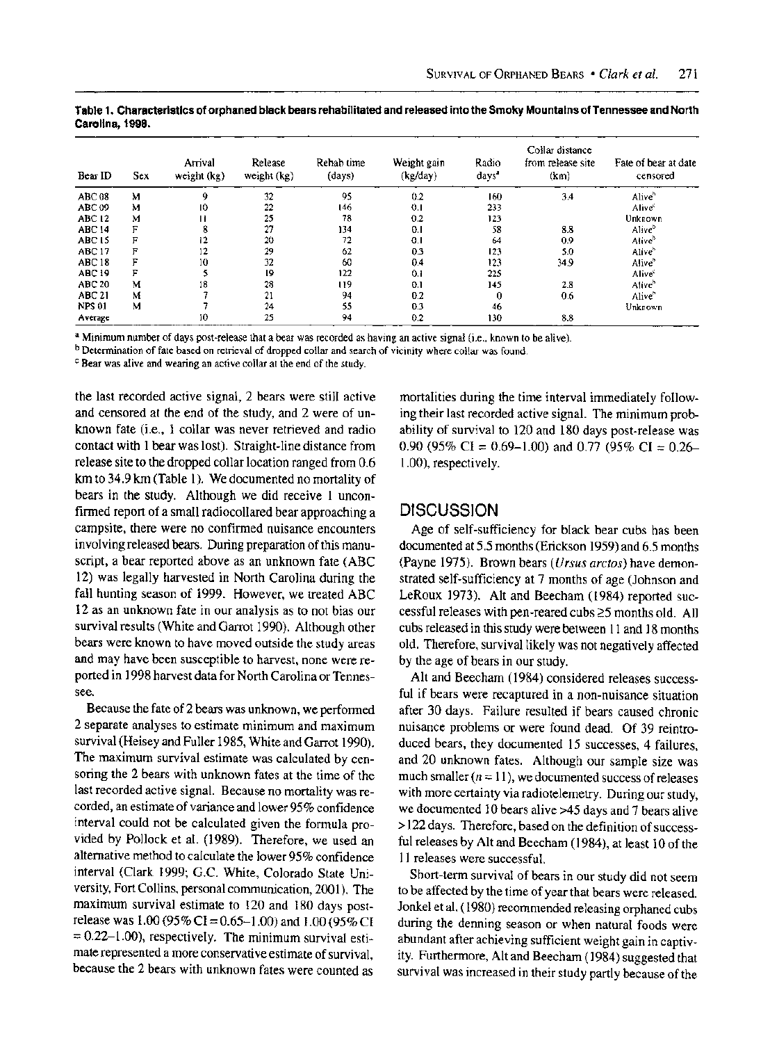**Table 1. Characteristics of orphaned black bears rehabilitated and released into the Smoky Mountains of Tennessee and North Carolina, 1998.**

| Bear ID | Sex | Arrival weight (kg) | Release weight (kg) | Rehab time (days) | Weight gain (kg/day) | Radio days[a] | Collar distance from release site (km) | Fate of bear at date censored |
|---|---|---|---|---|---|---|---|---|
| ABC 08 | M | 9 | 32 | 95 | 0.2 | 160 | 3.4 | Alive[b] |
| ABC 09 | M | 10 | 22 | 146 | 0.1 | 233 | | Alive[c] |
| ABC 12 | M | 11 | 25 | 78 | 0.2 | 123 | | Unknown |
| ABC 14 | F | 8 | 27 | 134 | 0.1 | 58 | 8.8 | Alive[b] |
| ABC 15 | F | 12 | 20 | 72 | 0.1 | 64 | 0.9 | Alive[b] |
| ABC 17 | F | 12 | 29 | 62 | 0.3 | 123 | 5.0 | Alive[b] |
| ABC 18 | F | 10 | 32 | 60 | 0.4 | 123 | 34.9 | Alive[b] |
| ABC 19 | F | 5 | 19 | 122 | 0.1 | 225 | | Alive[c] |
| ABC 20 | M | 18 | 28 | 119 | 0.1 | 145 | 2.8 | Alive[b] |
| ABC 21 | M | 7 | 21 | 94 | 0.2 | 0 | 0.6 | Alive[b] |
| NPS 01 | M | 7 | 24 | 55 | 0.3 | 46 | | Unknown |
| Average | | 10 | 25 | 94 | 0.2 | 130 | 8.8 | |

[a] Minimum number of days post-release that a bear was recorded as having an active signal (i.e., known to be alive).

[b] Determination of fate based on retrieval of dropped collar and search of vicinity where collar was found.

[c] Bear was alive and wearing an active collar at the end of the study.

the last recorded active signal, 2 bears were still active and censored at the end of the study, and 2 were of unknown fate (i.e., 1 collar was never retrieved and radio contact with 1 bear was lost). Straight-line distance from release site to the dropped collar location ranged from 0.6 km to 34.9 km (Table 1). We documented no mortality of bears in the study. Although we did receive 1 unconfirmed report of a small radiocollared bear approaching a campsite, there were no confirmed nuisance encounters involving released bears. During preparation of this manuscript, a bear reported above as an unknown fate (ABC 12) was legally harvested in North Carolina during the fall hunting season of 1999. However, we treated ABC 12 as an unknown fate in our analysis as to not bias our survival results (White and Garrot 1990). Although other bears were known to have moved outside the study areas and may have been susceptible to harvest, none were reported in 1998 harvest data for North Carolina or Tennessee.

Because the fate of 2 bears was unknown, we performed 2 separate analyses to estimate minimum and maximum survival (Heisey and Fuller 1985, White and Garrot 1990). The maximum survival estimate was calculated by censoring the 2 bears with unknown fates at the time of the last recorded active signal. Because no mortality was recorded, an estimate of variance and lower 95% confidence interval could not be calculated given the formula provided by Pollock et al. (1989). Therefore, we used an alternative method to calculate the lower 95% confidence interval (Clark 1999; G.C. White, Colorado State University, Fort Collins, personal communication, 2001). The maximum survival estimate to 120 and 180 days post-release was 1.00 (95% CI = 0.65–1.00) and 1.00 (95% CI = 0.22–1.00), respectively. The minimum survival estimate represented a more conservative estimate of survival, because the 2 bears with unknown fates were counted as mortalities during the time interval immediately following their last recorded active signal. The minimum probability of survival to 120 and 180 days post-release was 0.90 (95% CI = 0.69–1.00) and 0.77 (95% CI = 0.26–1.00), respectively.

## DISCUSSION

Age of self-sufficiency for black bear cubs has been documented at 5.5 months (Erickson 1959) and 6.5 months (Payne 1975). Brown bears (*Ursus arctos*) have demonstrated self-sufficiency at 7 months of age (Johnson and LeRoux 1973). Alt and Beecham (1984) reported successful releases with pen-reared cubs ≥5 months old. All cubs released in this study were between 11 and 18 months old. Therefore, survival likely was not negatively affected by the age of bears in our study.

Alt and Beecham (1984) considered releases successful if bears were recaptured in a non-nuisance situation after 30 days. Failure resulted if bears caused chronic nuisance problems or were found dead. Of 39 reintroduced bears, they documented 15 successes, 4 failures, and 20 unknown fates. Although our sample size was much smaller ($n = 11$), we documented success of releases with more certainty via radiotelemetry. During our study, we documented 10 bears alive >45 days and 7 bears alive >122 days. Therefore, based on the definition of successful releases by Alt and Beecham (1984), at least 10 of the 11 releases were successful.

Short-term survival of bears in our study did not seem to be affected by the time of year that bears were released. Jonkel et al. (1980) recommended releasing orphaned cubs during the denning season or when natural foods were abundant after achieving sufficient weight gain in captivity. Furthermore, Alt and Beecham (1984) suggested that survival was increased in their study partly because of the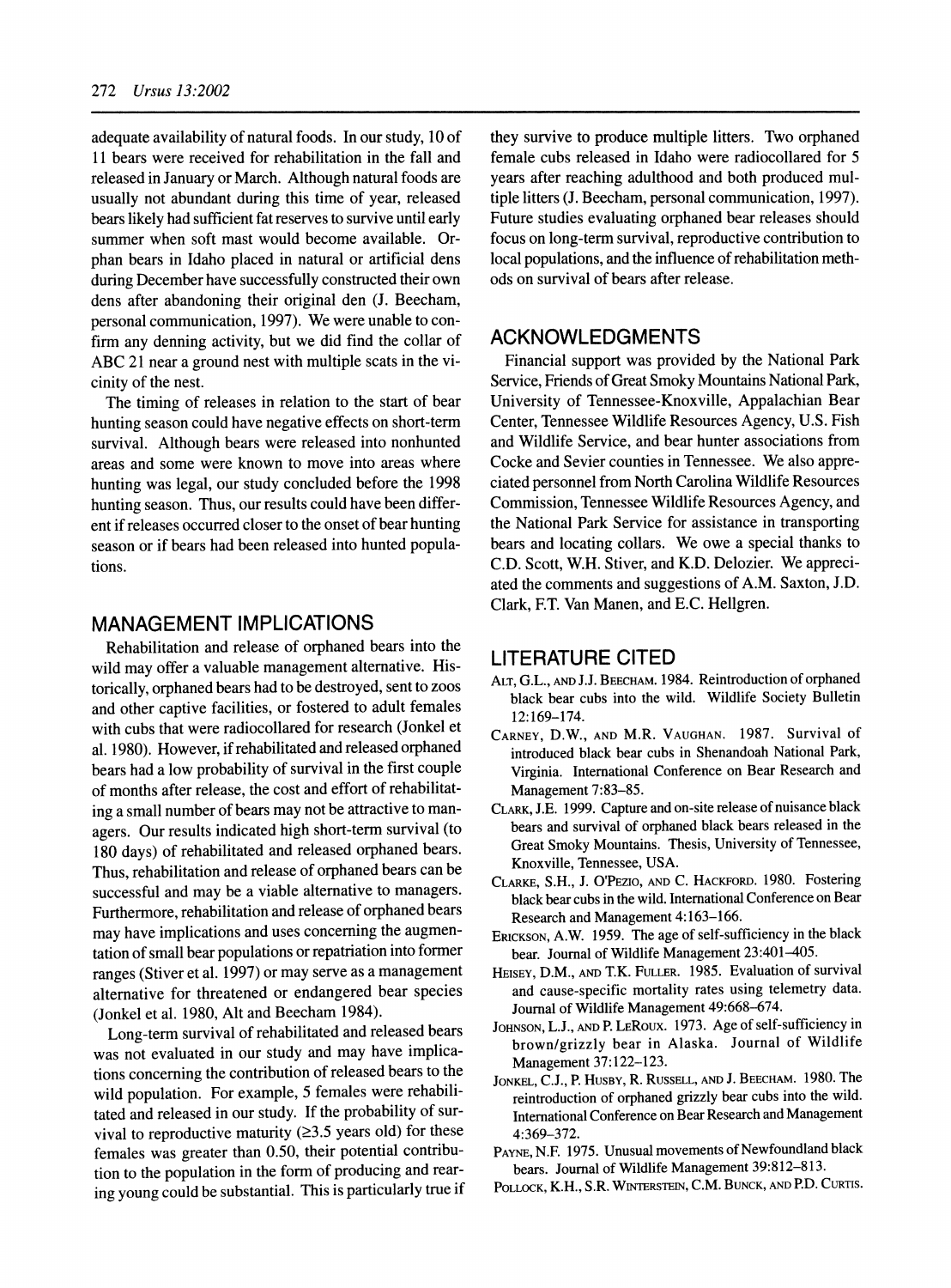adequate availability of natural foods. In our study, 10 of 11 bears were received for rehabilitation in the fall and released in January or March. Although natural foods are usually not abundant during this time of year, released bears likely had sufficient fat reserves to survive until early summer when soft mast would become available. Orphan bears in Idaho placed in natural or artificial dens during December have successfully constructed their own dens after abandoning their original den (J. Beecham, personal communication, 1997). We were unable to confirm any denning activity, but we did find the collar of ABC 21 near a ground nest with multiple scats in the vicinity of the nest.

The timing of releases in relation to the start of bear hunting season could have negative effects on short-term survival. Although bears were released into nonhunted areas and some were known to move into areas where hunting was legal, our study concluded before the 1998 hunting season. Thus, our results could have been different if releases occurred closer to the onset of bear hunting season or if bears had been released into hunted populations.

## MANAGEMENT IMPLICATIONS

Rehabilitation and release of orphaned bears into the wild may offer a valuable management alternative. Historically, orphaned bears had to be destroyed, sent to zoos and other captive facilities, or fostered to adult females with cubs that were radiocollared for research (Jonkel et al. 1980). However, if rehabilitated and released orphaned bears had a low probability of survival in the first couple of months after release, the cost and effort of rehabilitating a small number of bears may not be attractive to managers. Our results indicated high short-term survival (to 180 days) of rehabilitated and released orphaned bears. Thus, rehabilitation and release of orphaned bears can be successful and may be a viable alternative to managers. Furthermore, rehabilitation and release of orphaned bears may have implications and uses concerning the augmentation of small bear populations or repatriation into former ranges (Stiver et al. 1997) or may serve as a management alternative for threatened or endangered bear species (Jonkel et al. 1980, Alt and Beecham 1984).

Long-term survival of rehabilitated and released bears was not evaluated in our study and may have implications concerning the contribution of released bears to the wild population. For example, 5 females were rehabilitated and released in our study. If the probability of survival to reproductive maturity (≥3.5 years old) for these females was greater than 0.50, their potential contribution to the population in the form of producing and rearing young could be substantial. This is particularly true if they survive to produce multiple litters. Two orphaned female cubs released in Idaho were radiocollared for 5 years after reaching adulthood and both produced multiple litters (J. Beecham, personal communication, 1997). Future studies evaluating orphaned bear releases should focus on long-term survival, reproductive contribution to local populations, and the influence of rehabilitation methods on survival of bears after release.

## ACKNOWLEDGMENTS

Financial support was provided by the National Park Service, Friends of Great Smoky Mountains National Park, University of Tennessee-Knoxville, Appalachian Bear Center, Tennessee Wildlife Resources Agency, U.S. Fish and Wildlife Service, and bear hunter associations from Cocke and Sevier counties in Tennessee. We also appreciated personnel from North Carolina Wildlife Resources Commission, Tennessee Wildlife Resources Agency, and the National Park Service for assistance in transporting bears and locating collars. We owe a special thanks to C.D. Scott, W.H. Stiver, and K.D. Delozier. We appreciated the comments and suggestions of A.M. Saxton, J.D. Clark, F.T. Van Manen, and E.C. Hellgren.

## LITERATURE CITED

Alt, G.L., and J.J. Beecham. 1984. Reintroduction of orphaned black bear cubs into the wild. Wildlife Society Bulletin 12:169–174.

Carney, D.W., and M.R. Vaughan. 1987. Survival of introduced black bear cubs in Shenandoah National Park, Virginia. International Conference on Bear Research and Management 7:83–85.

Clark, J.E. 1999. Capture and on-site release of nuisance black bears and survival of orphaned black bears released in the Great Smoky Mountains. Thesis, University of Tennessee, Knoxville, Tennessee, USA.

Clarke, S.H., J. O'Pezio, and C. Hackford. 1980. Fostering black bear cubs in the wild. International Conference on Bear Research and Management 4:163–166.

Erickson, A.W. 1959. The age of self-sufficiency in the black bear. Journal of Wildlife Management 23:401–405.

Heisey, D.M., and T.K. Fuller. 1985. Evaluation of survival and cause-specific mortality rates using telemetry data. Journal of Wildlife Management 49:668–674.

Johnson, L.J., and P. LeRoux. 1973. Age of self-sufficiency in brown/grizzly bear in Alaska. Journal of Wildlife Management 37:122–123.

Jonkel, C.J., P. Husby, R. Russell, and J. Beecham. 1980. The reintroduction of orphaned grizzly bear cubs into the wild. International Conference on Bear Research and Management 4:369–372.

Payne, N.F. 1975. Unusual movements of Newfoundland black bears. Journal of Wildlife Management 39:812–813.

Pollock, K.H., S.R. Winterstein, C.M. Bunck, and P.D. Curtis.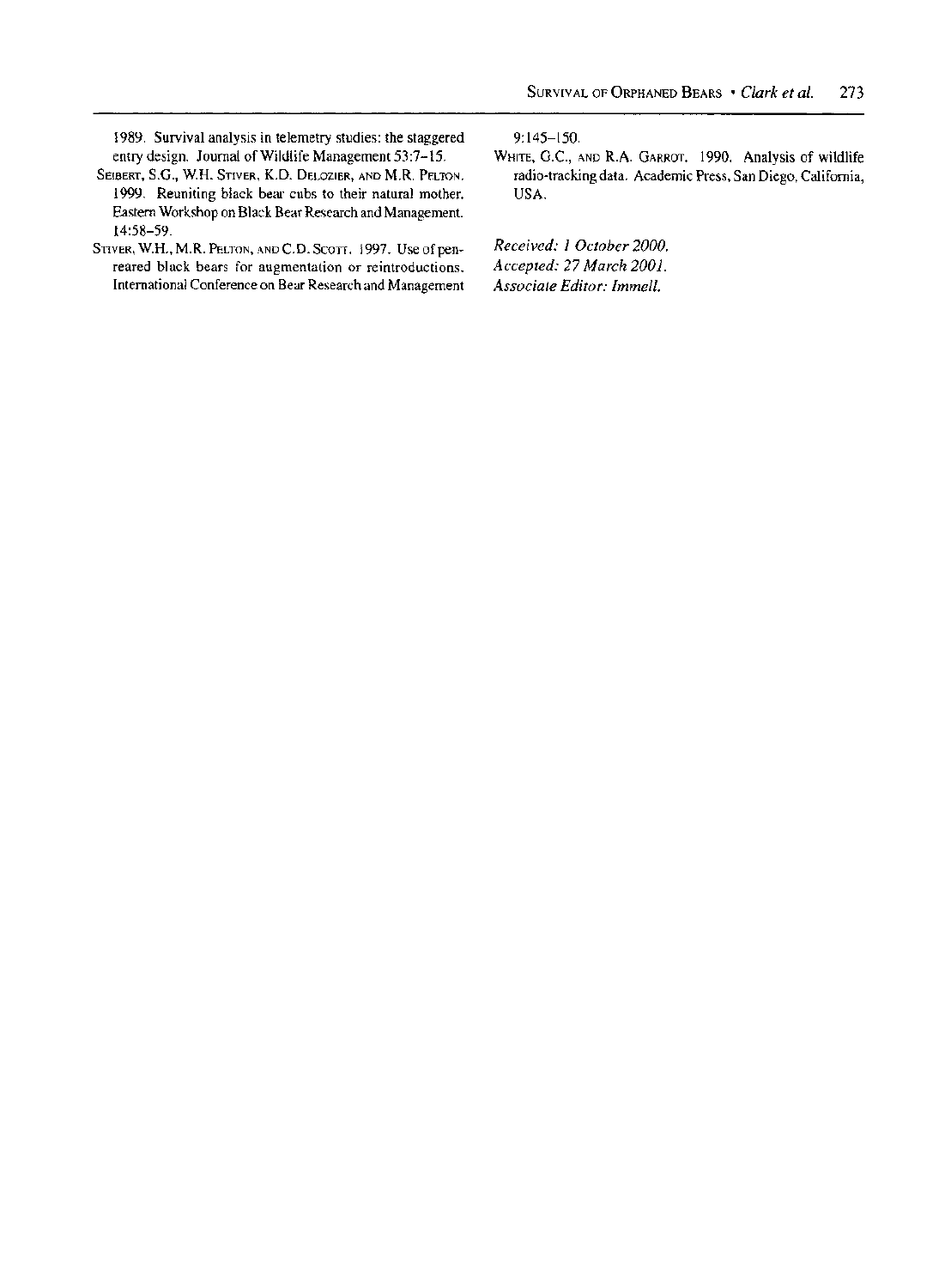1989. Survival analysis in telemetry studies: the staggered entry design. Journal of Wildlife Management 53:7–15.

SEIBERT, S.G., W.H. STIVER, K.D. DELOZIER, AND M.R. PELTON. 1999. Reuniting black bear cubs to their natural mother. Eastern Workshop on Black Bear Research and Management. 14:58–59.

STIVER, W.H., M.R. PELTON, AND C.D. SCOTT. 1997. Use of pen-reared black bears for augmentation or reintroductions. International Conference on Bear Research and Management 9:145–150.

WHITE, G.C., AND R.A. GARROT. 1990. Analysis of wildlife radio-tracking data. Academic Press, San Diego, California, USA.

*Received: 1 October 2000.*
*Accepted: 27 March 2001.*
*Associate Editor: Immell.*